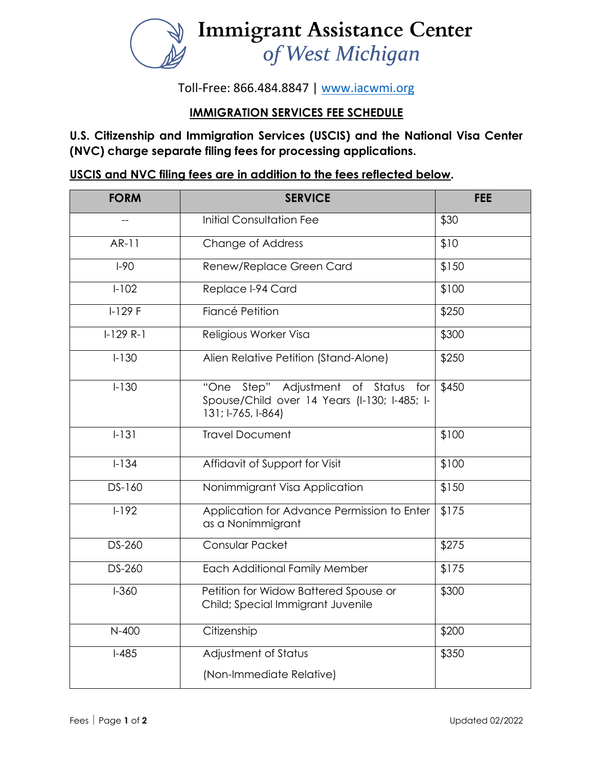# Immigrant Assistance Center *of West Michigan*

Toll-Free: 866.484.8847 | www.iacwmi.org

## IMMIGRATION SERVICES FEE SCHEDULE

**U.S. Citizenship and Immigration Services (USCIS) and the National Visa Center (NVC) charge separate filing fees for processing applications.**

**USCIS and NVC filing fees are in addition to the fees reflected below.**

| FORM | SERVICE | FEE |
|---|---|---|
| -- | Initial Consultation Fee | $30 |
| AR-11 | Change of Address | $10 |
| I-90 | Renew/Replace Green Card | $150 |
| I-102 | Replace I-94 Card | $100 |
| I-129 F | Fiancé Petition | $250 |
| I-129 R-1 | Religious Worker Visa | $300 |
| I-130 | Alien Relative Petition (Stand-Alone) | $250 |
| I-130 | "One Step" Adjustment of Status for Spouse/Child over 14 Years (I-130; I-485; I-131; I-765, I-864) | $450 |
| I-131 | Travel Document | $100 |
| I-134 | Affidavit of Support for Visit | $100 |
| DS-160 | Nonimmigrant Visa Application | $150 |
| I-192 | Application for Advance Permission to Enter as a Nonimmigrant | $175 |
| DS-260 | Consular Packet | $275 |
| DS-260 | Each Additional Family Member | $175 |
| I-360 | Petition for Widow Battered Spouse or Child; Special Immigrant Juvenile | $300 |
| N-400 | Citizenship | $200 |
| I-485 | Adjustment of Status (Non-Immediate Relative) | $350 |

Updated 02/2022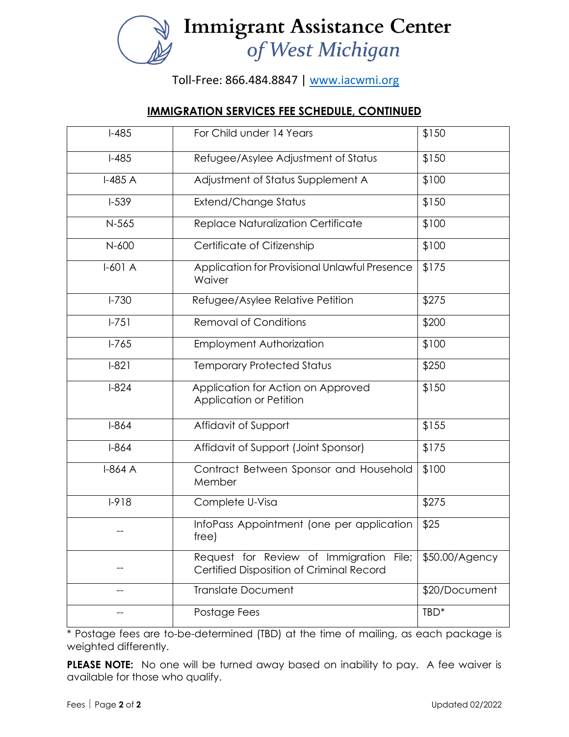# Immigrant Assistance Center *of West Michigan*

Toll-Free: 866.484.8847 | www.iacwmi.org

## IMMIGRATION SERVICES FEE SCHEDULE, CONTINUED

| | | |
|---|---|---|
| I-485 | For Child under 14 Years | $150 |
| I-485 | Refugee/Asylee Adjustment of Status | $150 |
| I-485 A | Adjustment of Status Supplement A | $100 |
| I-539 | Extend/Change Status | $150 |
| N-565 | Replace Naturalization Certificate | $100 |
| N-600 | Certificate of Citizenship | $100 |
| I-601 A | Application for Provisional Unlawful Presence Waiver | $175 |
| I-730 | Refugee/Asylee Relative Petition | $275 |
| I-751 | Removal of Conditions | $200 |
| I-765 | Employment Authorization | $100 |
| I-821 | Temporary Protected Status | $250 |
| I-824 | Application for Action on Approved Application or Petition | $150 |
| I-864 | Affidavit of Support | $155 |
| I-864 | Affidavit of Support (Joint Sponsor) | $175 |
| I-864 A | Contract Between Sponsor and Household Member | $100 |
| I-918 | Complete U-Visa | $275 |
| -- | InfoPass Appointment (one per application free) | $25 |
| -- | Request for Review of Immigration File; Certified Disposition of Criminal Record | $50.00/Agency |
| -- | Translate Document | $20/Document |
| -- | Postage Fees | TBD* |

* Postage fees are to-be-determined (TBD) at the time of mailing, as each package is weighted differently.

**PLEASE NOTE:** No one will be turned away based on inability to pay. A fee waiver is available for those who qualify.

Updated 02/2022